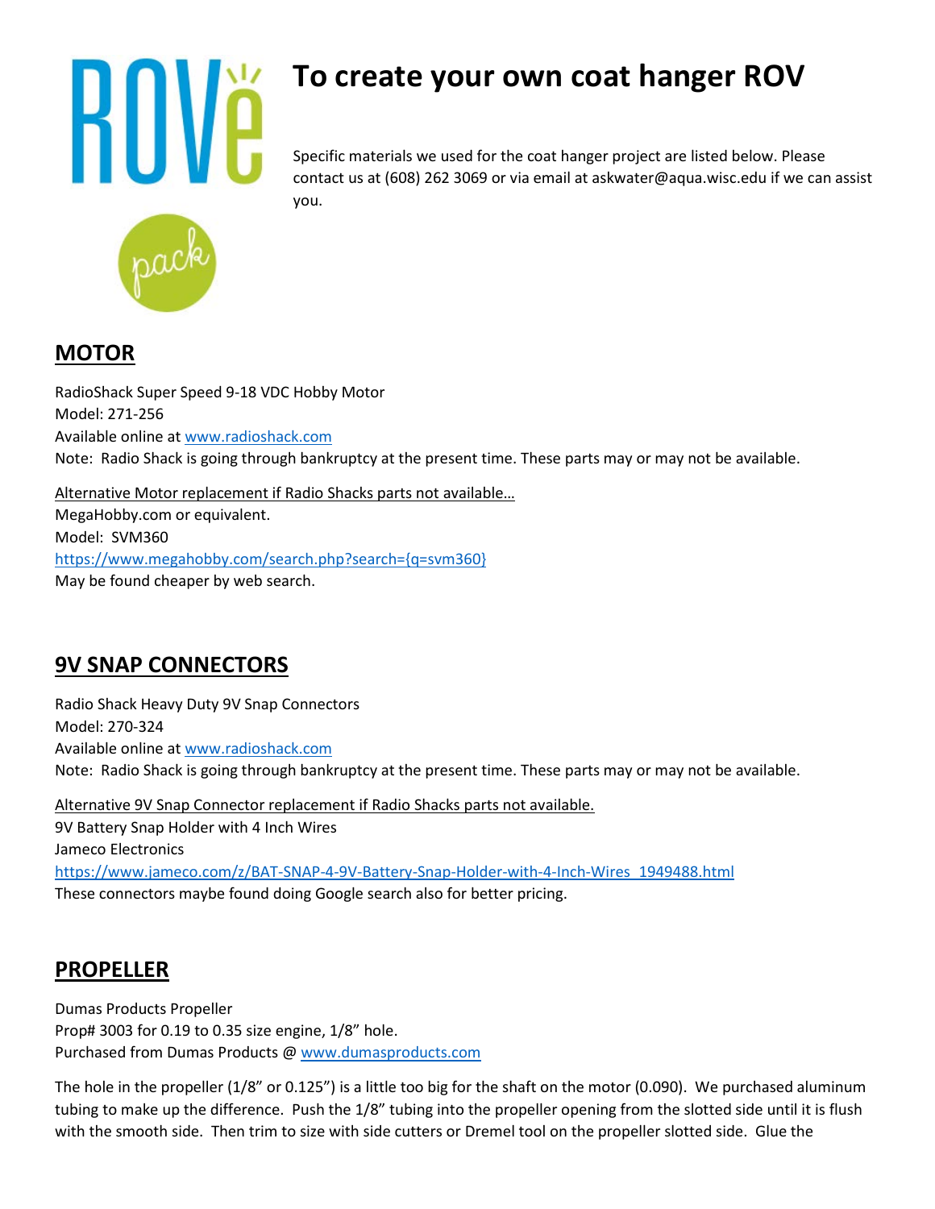# To create your own coat hanger ROV

Specific materials we used for the coat hanger project are listed below. Please contact us at (608) 262 3069 or via email at askwater@aqua.wisc.edu if we can assist you.

## MOTOR

RadioShack Super Speed 9-18 VDC Hobby Motor
Model: 271-256
Available online at [www.radioshack.com](www.radioshack.com)
Note: Radio Shack is going through bankruptcy at the present time. These parts may or may not be available.

Alternative Motor replacement if Radio Shacks parts not available…
MegaHobby.com or equivalent.
Model: SVM360
[https://www.megahobby.com/search.php?search={q=svm360}](https://www.megahobby.com/search.php?search={q=svm360})
May be found cheaper by web search.

## 9V SNAP CONNECTORS

Radio Shack Heavy Duty 9V Snap Connectors
Model: 270-324
Available online at [www.radioshack.com](www.radioshack.com)
Note: Radio Shack is going through bankruptcy at the present time. These parts may or may not be available.

Alternative 9V Snap Connector replacement if Radio Shacks parts not available.
9V Battery Snap Holder with 4 Inch Wires
Jameco Electronics
[https://www.jameco.com/z/BAT-SNAP-4-9V-Battery-Snap-Holder-with-4-Inch-Wires_1949488.html](https://www.jameco.com/z/BAT-SNAP-4-9V-Battery-Snap-Holder-with-4-Inch-Wires_1949488.html)
These connectors maybe found doing Google search also for better pricing.

## PROPELLER

Dumas Products Propeller
Prop# 3003 for 0.19 to 0.35 size engine, 1/8" hole.
Purchased from Dumas Products @ [www.dumasproducts.com](www.dumasproducts.com)

The hole in the propeller (1/8" or 0.125") is a little too big for the shaft on the motor (0.090). We purchased aluminum tubing to make up the difference. Push the 1/8" tubing into the propeller opening from the slotted side until it is flush with the smooth side. Then trim to size with side cutters or Dremel tool on the propeller slotted side. Glue the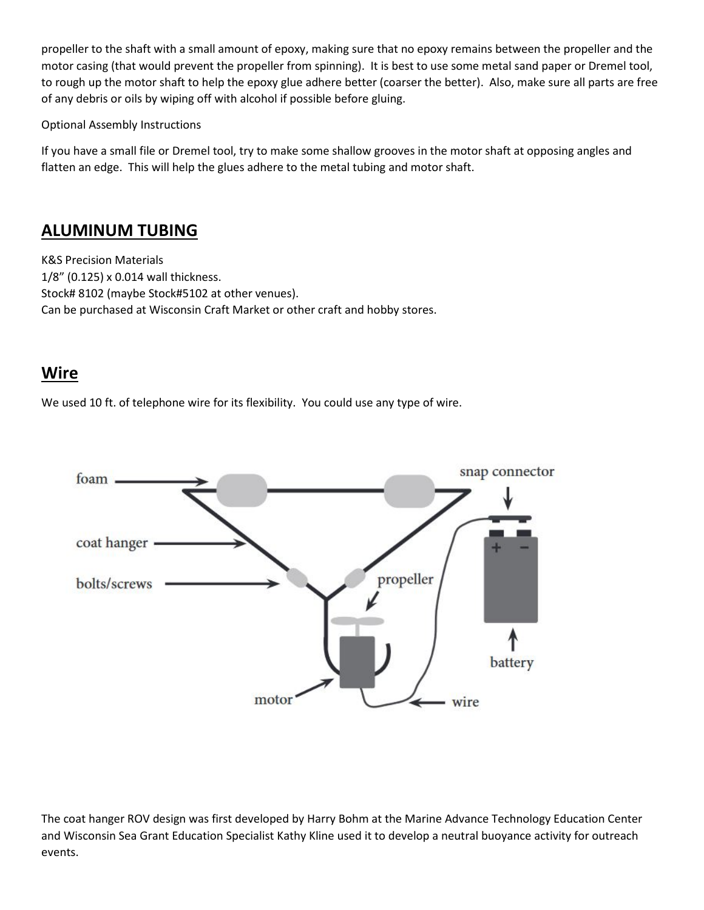propeller to the shaft with a small amount of epoxy, making sure that no epoxy remains between the propeller and the motor casing (that would prevent the propeller from spinning). It is best to use some metal sand paper or Dremel tool, to rough up the motor shaft to help the epoxy glue adhere better (coarser the better). Also, make sure all parts are free of any debris or oils by wiping off with alcohol if possible before gluing.

Optional Assembly Instructions

If you have a small file or Dremel tool, try to make some shallow grooves in the motor shaft at opposing angles and flatten an edge. This will help the glues adhere to the metal tubing and motor shaft.

## ALUMINUM TUBING

K&S Precision Materials
1/8" (0.125) x 0.014 wall thickness.
Stock# 8102 (maybe Stock#5102 at other venues).
Can be purchased at Wisconsin Craft Market or other craft and hobby stores.

## Wire

We used 10 ft. of telephone wire for its flexibility. You could use any type of wire.

foam
snap connector
coat hanger
bolts/screws
propeller
battery
motor
wire

The coat hanger ROV design was first developed by Harry Bohm at the Marine Advance Technology Education Center and Wisconsin Sea Grant Education Specialist Kathy Kline used it to develop a neutral buoyance activity for outreach events.